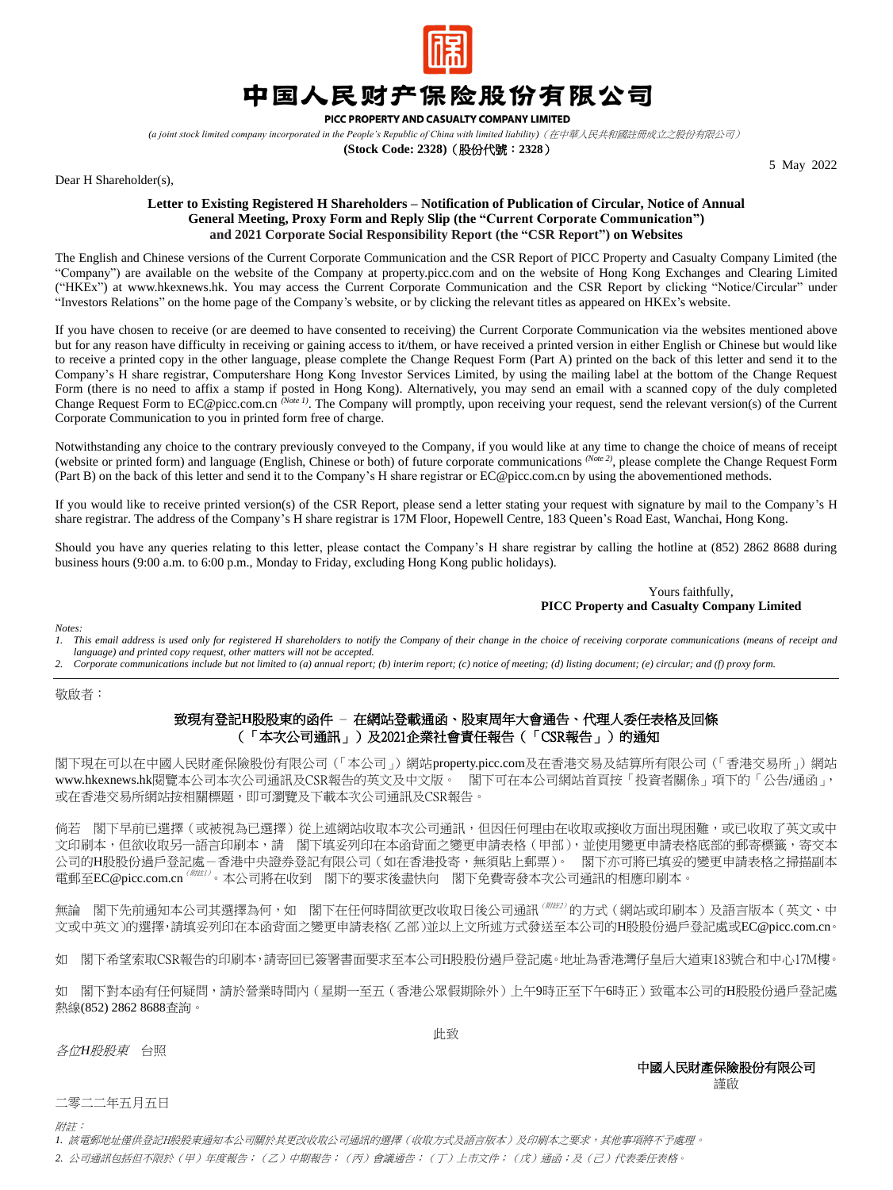# 中国人民财产保险股份有限公司

**PICC PROPERTY AND CASUALTY COMPANY LIMITED**

*(a joint stock limited company incorporated in the People's Republic of China with limited liability)*（在中華人民共和國註冊成立之股份有限公司）

**(Stock Code: 2328)**（股份代號：2328）

5 May 2022

Dear H Shareholder(s),

**Letter to Existing Registered H Shareholders – Notification of Publication of Circular, Notice of Annual General Meeting, Proxy Form and Reply Slip (the "Current Corporate Communication") and 2021 Corporate Social Responsibility Report (the "CSR Report") on Websites**

The English and Chinese versions of the Current Corporate Communication and the CSR Report of PICC Property and Casualty Company Limited (the "Company") are available on the website of the Company at property.picc.com and on the website of Hong Kong Exchanges and Clearing Limited ("HKEx") at www.hkexnews.hk. You may access the Current Corporate Communication and the CSR Report by clicking "Notice/Circular" under "Investors Relations" on the home page of the Company's website, or by clicking the relevant titles as appeared on HKEx's website.

If you have chosen to receive (or are deemed to have consented to receiving) the Current Corporate Communication via the websites mentioned above but for any reason have difficulty in receiving or gaining access to it/them, or have received a printed version in either English or Chinese but would like to receive a printed copy in the other language, please complete the Change Request Form (Part A) printed on the back of this letter and send it to the Company's H share registrar, Computershare Hong Kong Investor Services Limited, by using the mailing label at the bottom of the Change Request Form (there is no need to affix a stamp if posted in Hong Kong). Alternatively, you may send an email with a scanned copy of the duly completed Change Request Form to EC@picc.com.cn *(Note 1)*. The Company will promptly, upon receiving your request, send the relevant version(s) of the Current Corporate Communication to you in printed form free of charge.

Notwithstanding any choice to the contrary previously conveyed to the Company, if you would like at any time to change the choice of means of receipt (website or printed form) and language (English, Chinese or both) of future corporate communications *(Note 2)*, please complete the Change Request Form (Part B) on the back of this letter and send it to the Company's H share registrar or EC@picc.com.cn by using the abovementioned methods.

If you would like to receive printed version(s) of the CSR Report, please send a letter stating your request with signature by mail to the Company's H share registrar. The address of the Company's H share registrar is 17M Floor, Hopewell Centre, 183 Queen's Road East, Wanchai, Hong Kong.

Should you have any queries relating to this letter, please contact the Company's H share registrar by calling the hotline at (852) 2862 8688 during business hours (9:00 a.m. to 6:00 p.m., Monday to Friday, excluding Hong Kong public holidays).

Yours faithfully,
**PICC Property and Casualty Company Limited**

*Notes:*

1. *This email address is used only for registered H shareholders to notify the Company of their change in the choice of receiving corporate communications (means of receipt and language) and printed copy request, other matters will not be accepted.*
2. *Corporate communications include but not limited to (a) annual report; (b) interim report; (c) notice of meeting; (d) listing document; (e) circular; and (f) proxy form.*

---

敬啟者：

**致現有登記H股股東的函件 – 在網站登載通函、股東周年大會通告、代理人委任表格及回條（「本次公司通訊」）及2021企業社會責任報告（「CSR報告」）的通知**

閣下現在可以在中國人民財產保險股份有限公司（「本公司」）網站property.picc.com及在香港交易及結算所有限公司（「香港交易所」）網站www.hkexnews.hk閱覽本公司本次公司通訊及CSR報告的英文版及中文版。　閣下可在本公司網站首頁按「投資者關係」項下的「公告/通函」，或在香港交易所網站按相關標題，即可瀏覽及下載本次公司通訊及CSR報告。

倘若　閣下早前已選擇（或被視為已選擇）從上述網站收取本次公司通訊，但因任何理由在收取或接收方面出現困難，或已收取了英文或中文印刷本，但欲收取另一語言印刷本，請　閣下填妥列印在本函背面之變更申請表格（甲部），並使用變更申請表格底部的郵寄標籤，寄交本公司的H股股份過戶登記處－香港中央證券登記有限公司（如在香港投寄，無須貼上郵票）。　閣下亦可將已填妥的變更申請表格之掃描副本電郵至EC@picc.com.cn *(附註1)*。本公司將在收到　閣下的要求後盡快向　閣下免費寄發本次公司通訊的相應印刷本。

無論　閣下先前通知本公司其選擇為何，如　閣下在任何時間欲更改收取日後公司通訊 *(附註2)* 的方式（網站或印刷本）及語言版本（英文、中文或中英文）的選擇，請填妥列印在本函背面之變更申請表格（乙部）並以上文所述方式發送至本公司的H股股份過戶登記處或EC@picc.com.cn。

如　閣下希望索取CSR報告的印刷本，請寄回已簽署書面要求至本公司H股股份過戶登記處。地址為香港灣仔皇后大道東183號合和中心17M樓。

如　閣下對本函有任何疑問，請於營業時間內（星期一至五（香港公眾假期除外）上午9時正至下午6時正）致電本公司的H股股份過戶登記處熱線(852) 2862 8688查詢。

此致

*各位H股股東*　台照

**中國人民財產保險股份有限公司**
謹啟

二零二二年五月五日

*附註：*

1. *該電郵地址僅供登記H股股東通知本公司關於其更改收取公司通訊的選擇（收取方式及語言版本）及印刷本之要求，其他事項將不予處理。*
2. *公司通訊包括但不限於（甲）年度報告；（乙）中期報告；（丙）會議通告；（丁）上市文件；（戊）通函；及（己）代表委任表格。*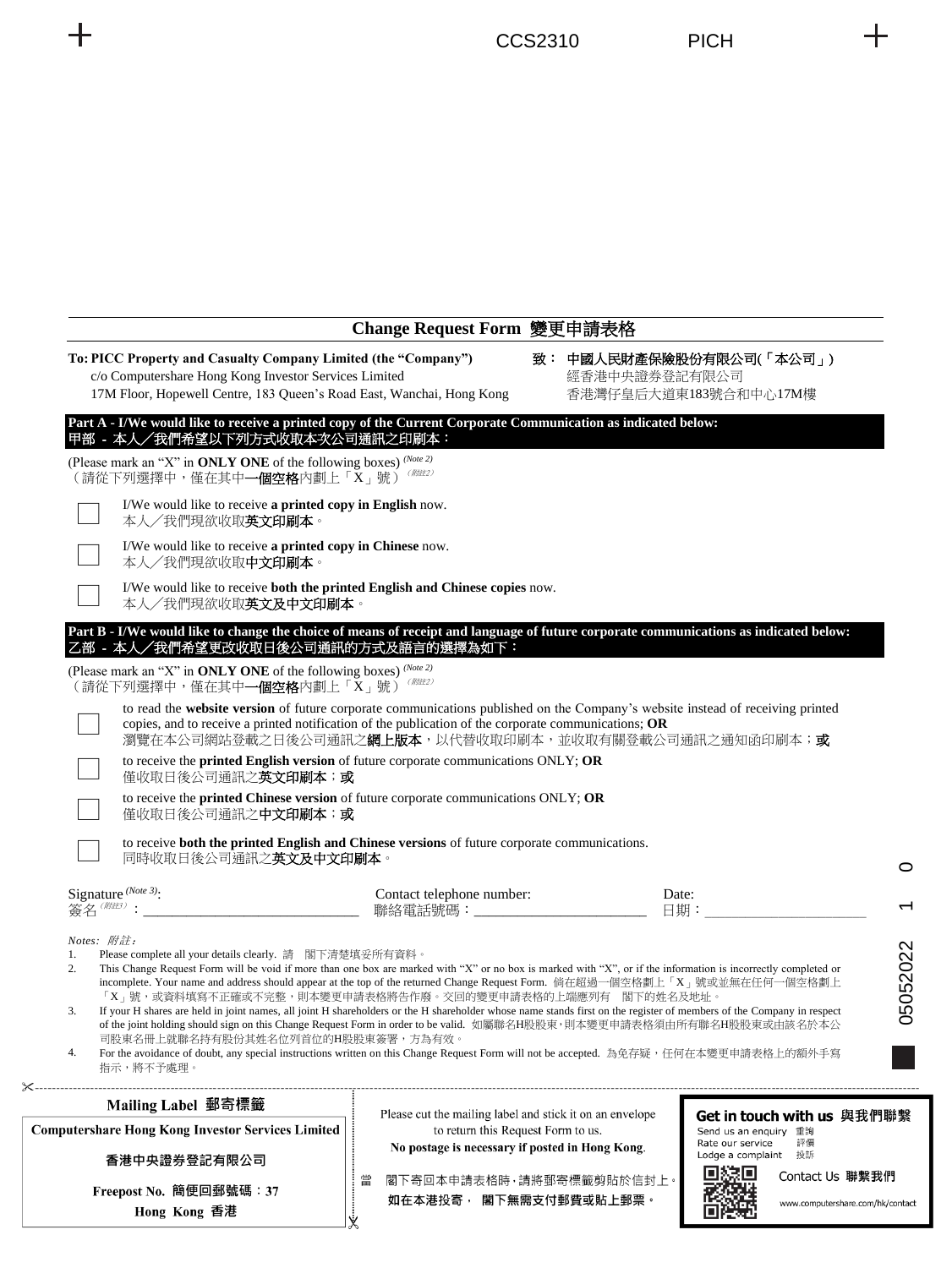CCS2310 PICH

## Change Request Form 變更申請表格

**To: PICC Property and Casualty Company Limited (the "Company")**
c/o Computershare Hong Kong Investor Services Limited
17M Floor, Hopewell Centre, 183 Queen's Road East, Wanchai, Hong Kong

**致：中國人民財產保險股份有限公司(「本公司」)**
經香港中央證券登記有限公司
香港灣仔皇后大道東183號合和中心17M樓

**Part A - I/We would like to receive a printed copy of the Current Corporate Communication as indicated below:**
**甲部 - 本人／我們希望以下列方式收取本次公司通訊之印刷本：**

(Please mark an "X" in **ONLY ONE** of the following boxes) (Note 2)
（請從下列選擇中，僅在其中**一個空格**內劃上「X」號）（附註2）

☐ I/We would like to receive **a printed copy in English** now.
本人／我們現欲收取**英文印刷本**。

☐ I/We would like to receive **a printed copy in Chinese** now.
本人／我們現欲收取**中文印刷本**。

☐ I/We would like to receive **both the printed English and Chinese copies** now.
本人／我們現欲收取**英文及中文印刷本**。

**Part B - I/We would like to change the choice of means of receipt and language of future corporate communications as indicated below:**
**乙部 - 本人／我們希望更改收取日後公司通訊的方式及語言的選擇為如下：**

(Please mark an "X" in **ONLY ONE** of the following boxes) (Note 2)
（請從下列選擇中，僅在其中**一個空格**內劃上「X」號）（附註2）

☐ to read the **website version** of future corporate communications published on the Company's website instead of receiving printed copies, and to receive a printed notification of the publication of the corporate communications; **OR**
瀏覽在本公司網站登載之日後公司通訊之**網上版本**，以代替收取印刷本，並收取有關登載公司通訊之通知函印刷本；**或**

☐ to receive the **printed English version** of future corporate communications ONLY; **OR**
僅收取日後公司通訊之**英文印刷本**；**或**

☐ to receive the **printed Chinese version** of future corporate communications ONLY; **OR**
僅收取日後公司通訊之**中文印刷本**；**或**

☐ to receive **both the printed English and Chinese versions** of future corporate communications.
同時收取日後公司通訊之**英文及中文印刷本**。

Signature (Note 3): 簽名（附註3）：\_\_\_\_\_\_\_\_\_\_\_\_\_\_\_\_\_\_\_\_ Contact telephone number: 聯絡電話號碼：\_\_\_\_\_\_\_\_\_\_\_\_\_\_\_\_\_\_\_\_ Date: 日期：\_\_\_\_\_\_\_\_\_\_\_\_\_\_\_\_\_\_\_\_

*Notes: 附註：*

1. Please complete all your details clearly. 請 閣下清楚填妥所有資料。
2. This Change Request Form will be void if more than one box are marked with "X" or no box is marked with "X", or if the information is incorrectly completed or incomplete. Your name and address should appear at the top of the returned Change Request Form. 倘在超過一個空格劃上「X」號或並無在任何一個空格劃上「X」號，或資料填寫不正確或不完整，則本變更申請表格將告作廢。交回的變更申請表格的上端應列有 閣下的姓名及地址。
3. If your H shares are held in joint names, all joint H shareholders or the H shareholder whose name stands first on the register of members of the Company in respect of the joint holding should sign on this Change Request Form in order to be valid. 如屬聯名H股股東，則本變更申請表格須由所有聯名H股股東或由該名於本公司股東名冊上就聯名持有股份其姓名位列首位的H股股東簽署，方為有效。
4. For the avoidance of doubt, any special instructions written on this Change Request Form will not be accepted. 為免存疑，任何在本變更申請表格上的額外手寫指示，將不予處理。

05052022 1 0

---

**Mailing Label 郵寄標籤**

**Computershare Hong Kong Investor Services Limited**
**香港中央證券登記有限公司**
**Freepost No. 簡便回郵號碼：37**
**Hong Kong 香港**

Please cut the mailing label and stick it on an envelope to return this Request Form to us.
**No postage is necessary if posted in Hong Kong.**

當 閣下寄回本申請表格時，請將郵寄標籤剪貼於信封上。
**如在本港投寄， 閣下無需支付郵費或貼上郵票。**

**Get in touch with us 與我們聯繫**
Send us an enquiry 查詢
Rate our service 評價
Lodge a complaint 投訴
Contact Us 聯繫我們
www.computershare.com/hk/contact